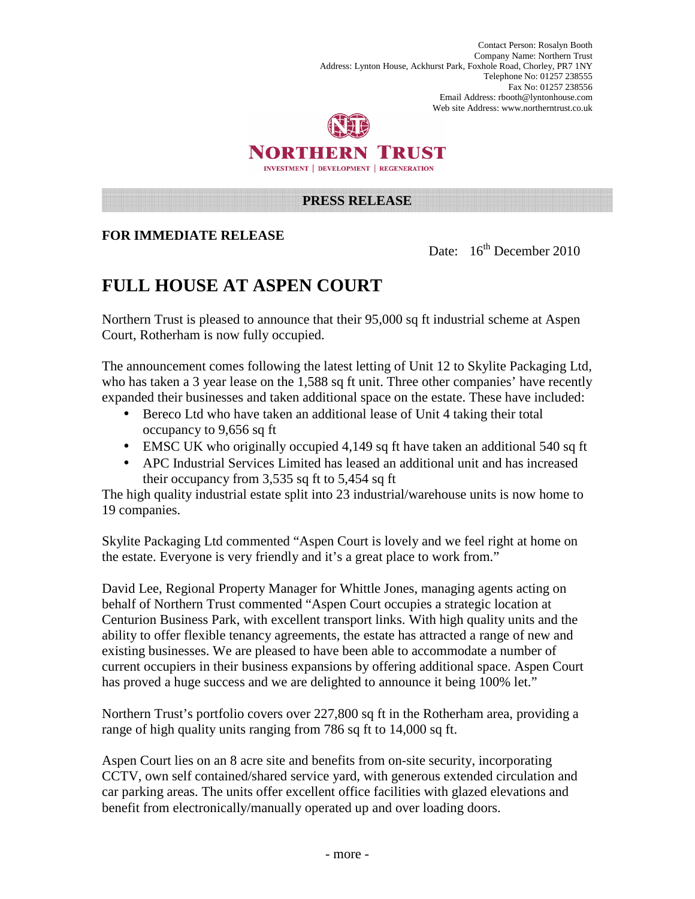Contact Person: Rosalyn Booth
Company Name: Northern Trust
Address: Lynton House, Ackhurst Park, Foxhole Road, Chorley, PR7 1NY
Telephone No: 01257 238555
Fax No: 01257 238556
Email Address: rbooth@lyntonhouse.com
Web site Address: www.northerntrust.co.uk

NORTHERN TRUST
INVESTMENT | DEVELOPMENT | REGENERATION

**PRESS RELEASE**

**FOR IMMEDIATE RELEASE**

Date: 16th December 2010

# FULL HOUSE AT ASPEN COURT

Northern Trust is pleased to announce that their 95,000 sq ft industrial scheme at Aspen Court, Rotherham is now fully occupied.

The announcement comes following the latest letting of Unit 12 to Skylite Packaging Ltd, who has taken a 3 year lease on the 1,588 sq ft unit. Three other companies' have recently expanded their businesses and taken additional space on the estate. These have included:

- Bereco Ltd who have taken an additional lease of Unit 4 taking their total occupancy to 9,656 sq ft
- EMSC UK who originally occupied 4,149 sq ft have taken an additional 540 sq ft
- APC Industrial Services Limited has leased an additional unit and has increased their occupancy from 3,535 sq ft to 5,454 sq ft

The high quality industrial estate split into 23 industrial/warehouse units is now home to 19 companies.

Skylite Packaging Ltd commented "Aspen Court is lovely and we feel right at home on the estate. Everyone is very friendly and it's a great place to work from."

David Lee, Regional Property Manager for Whittle Jones, managing agents acting on behalf of Northern Trust commented "Aspen Court occupies a strategic location at Centurion Business Park, with excellent transport links. With high quality units and the ability to offer flexible tenancy agreements, the estate has attracted a range of new and existing businesses. We are pleased to have been able to accommodate a number of current occupiers in their business expansions by offering additional space. Aspen Court has proved a huge success and we are delighted to announce it being 100% let."

Northern Trust's portfolio covers over 227,800 sq ft in the Rotherham area, providing a range of high quality units ranging from 786 sq ft to 14,000 sq ft.

Aspen Court lies on an 8 acre site and benefits from on-site security, incorporating CCTV, own self contained/shared service yard, with generous extended circulation and car parking areas. The units offer excellent office facilities with glazed elevations and benefit from electronically/manually operated up and over loading doors.

- more -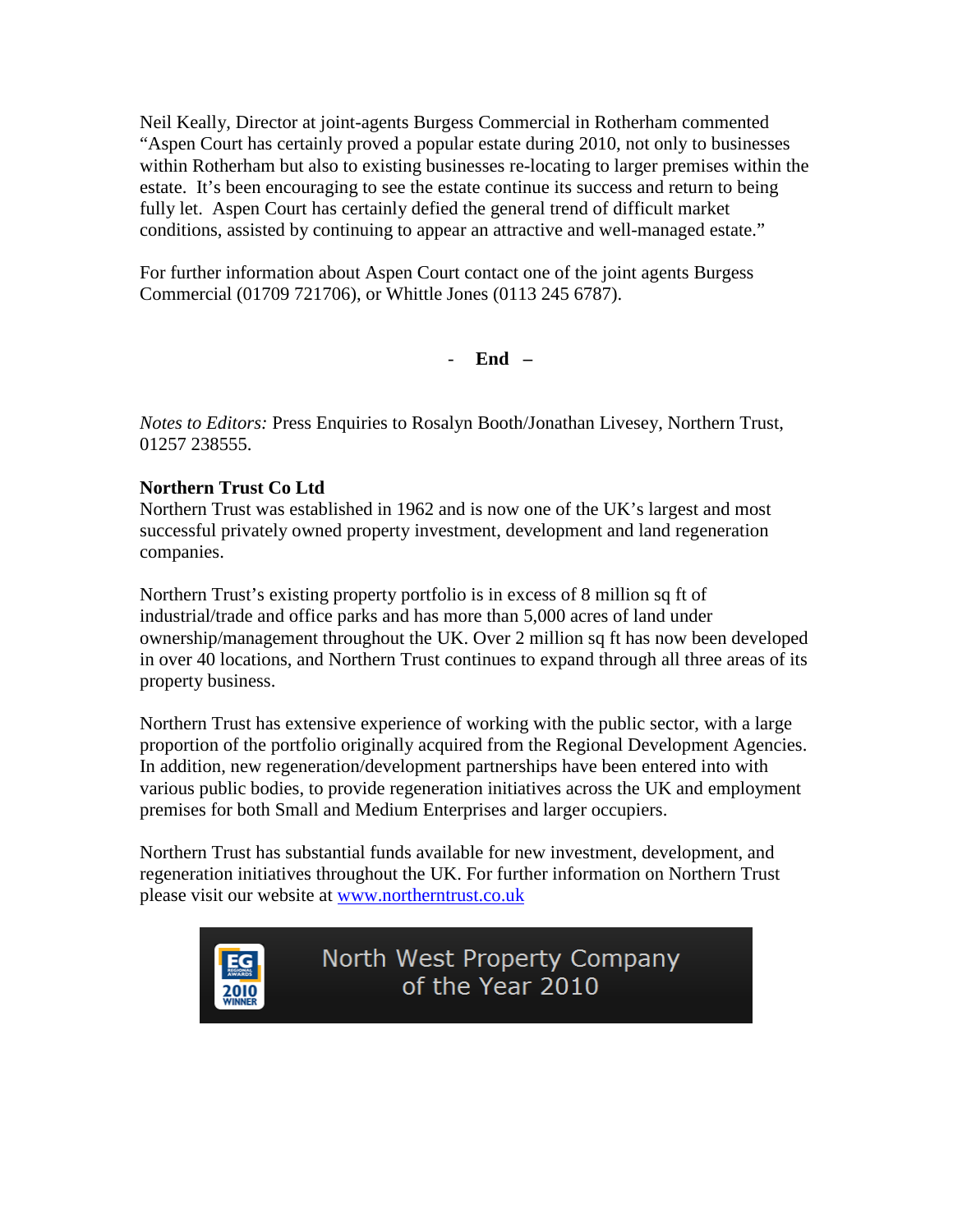Neil Keally, Director at joint-agents Burgess Commercial in Rotherham commented "Aspen Court has certainly proved a popular estate during 2010, not only to businesses within Rotherham but also to existing businesses re-locating to larger premises within the estate. It's been encouraging to see the estate continue its success and return to being fully let. Aspen Court has certainly defied the general trend of difficult market conditions, assisted by continuing to appear an attractive and well-managed estate."

For further information about Aspen Court contact one of the joint agents Burgess Commercial (01709 721706), or Whittle Jones (0113 245 6787).

- **End –**

*Notes to Editors:* Press Enquiries to Rosalyn Booth/Jonathan Livesey, Northern Trust, 01257 238555.

**Northern Trust Co Ltd**

Northern Trust was established in 1962 and is now one of the UK's largest and most successful privately owned property investment, development and land regeneration companies.

Northern Trust's existing property portfolio is in excess of 8 million sq ft of industrial/trade and office parks and has more than 5,000 acres of land under ownership/management throughout the UK. Over 2 million sq ft has now been developed in over 40 locations, and Northern Trust continues to expand through all three areas of its property business.

Northern Trust has extensive experience of working with the public sector, with a large proportion of the portfolio originally acquired from the Regional Development Agencies. In addition, new regeneration/development partnerships have been entered into with various public bodies, to provide regeneration initiatives across the UK and employment premises for both Small and Medium Enterprises and larger occupiers.

Northern Trust has substantial funds available for new investment, development, and regeneration initiatives throughout the UK. For further information on Northern Trust please visit our website at www.northerntrust.co.uk

EG REGIONAL AWARDS 2010 WINNER

North West Property Company of the Year 2010